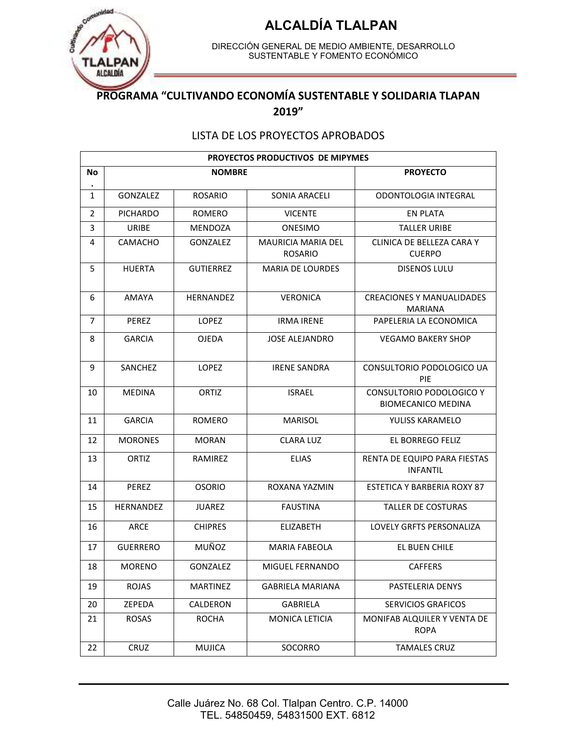# ALCALDÍA TLALPAN

DIRECCIÓN GENERAL DE MEDIO AMBIENTE, DESARROLLO SUSTENTABLE Y FOMENTO ECONÓMICO

## PROGRAMA "CULTIVANDO ECONOMÍA SUSTENTABLE Y SOLIDARIA TLAPAN 2019"

LISTA DE LOS PROYECTOS APROBADOS

| PROYECTOS PRODUCTIVOS DE MIPYMES | | | | |
|---|---|---|---|---|
| No. | NOMBRE | | | PROYECTO |
| 1 | GONZALEZ | ROSARIO | SONIA ARACELI | ODONTOLOGIA INTEGRAL |
| 2 | PICHARDO | ROMERO | VICENTE | EN PLATA |
| 3 | URIBE | MENDOZA | ONESIMO | TALLER URIBE |
| 4 | CAMACHO | GONZALEZ | MAURICIA MARIA DEL ROSARIO | CLINICA DE BELLEZA CARA Y CUERPO |
| 5 | HUERTA | GUTIERREZ | MARIA DE LOURDES | DISENOS LULU |
| 6 | AMAYA | HERNANDEZ | VERONICA | CREACIONES Y MANUALIDADES MARIANA |
| 7 | PEREZ | LOPEZ | IRMA IRENE | PAPELERIA LA ECONOMICA |
| 8 | GARCIA | OJEDA | JOSE ALEJANDRO | VEGAMO BAKERY SHOP |
| 9 | SANCHEZ | LOPEZ | IRENE SANDRA | CONSULTORIO PODOLOGICO UA PIE |
| 10 | MEDINA | ORTIZ | ISRAEL | CONSULTORIO PODOLOGICO Y BIOMECANICO MEDINA |
| 11 | GARCIA | ROMERO | MARISOL | YULISS KARAMELO |
| 12 | MORONES | MORAN | CLARA LUZ | EL BORREGO FELIZ |
| 13 | ORTIZ | RAMIREZ | ELIAS | RENTA DE EQUIPO PARA FIESTAS INFANTIL |
| 14 | PEREZ | OSORIO | ROXANA YAZMIN | ESTETICA Y BARBERIA ROXY 87 |
| 15 | HERNANDEZ | JUAREZ | FAUSTINA | TALLER DE COSTURAS |
| 16 | ARCE | CHIPRES | ELIZABETH | LOVELY GRFTS PERSONALIZA |
| 17 | GUERRERO | MUÑOZ | MARIA FABEOLA | EL BUEN CHILE |
| 18 | MORENO | GONZALEZ | MIGUEL FERNANDO | CAFFERS |
| 19 | ROJAS | MARTINEZ | GABRIELA MARIANA | PASTELERIA DENYS |
| 20 | ZEPEDA | CALDERON | GABRIELA | SERVICIOS GRAFICOS |
| 21 | ROSAS | ROCHA | MONICA LETICIA | MONIFAB ALQUILER Y VENTA DE ROPA |
| 22 | CRUZ | MUJICA | SOCORRO | TAMALES CRUZ |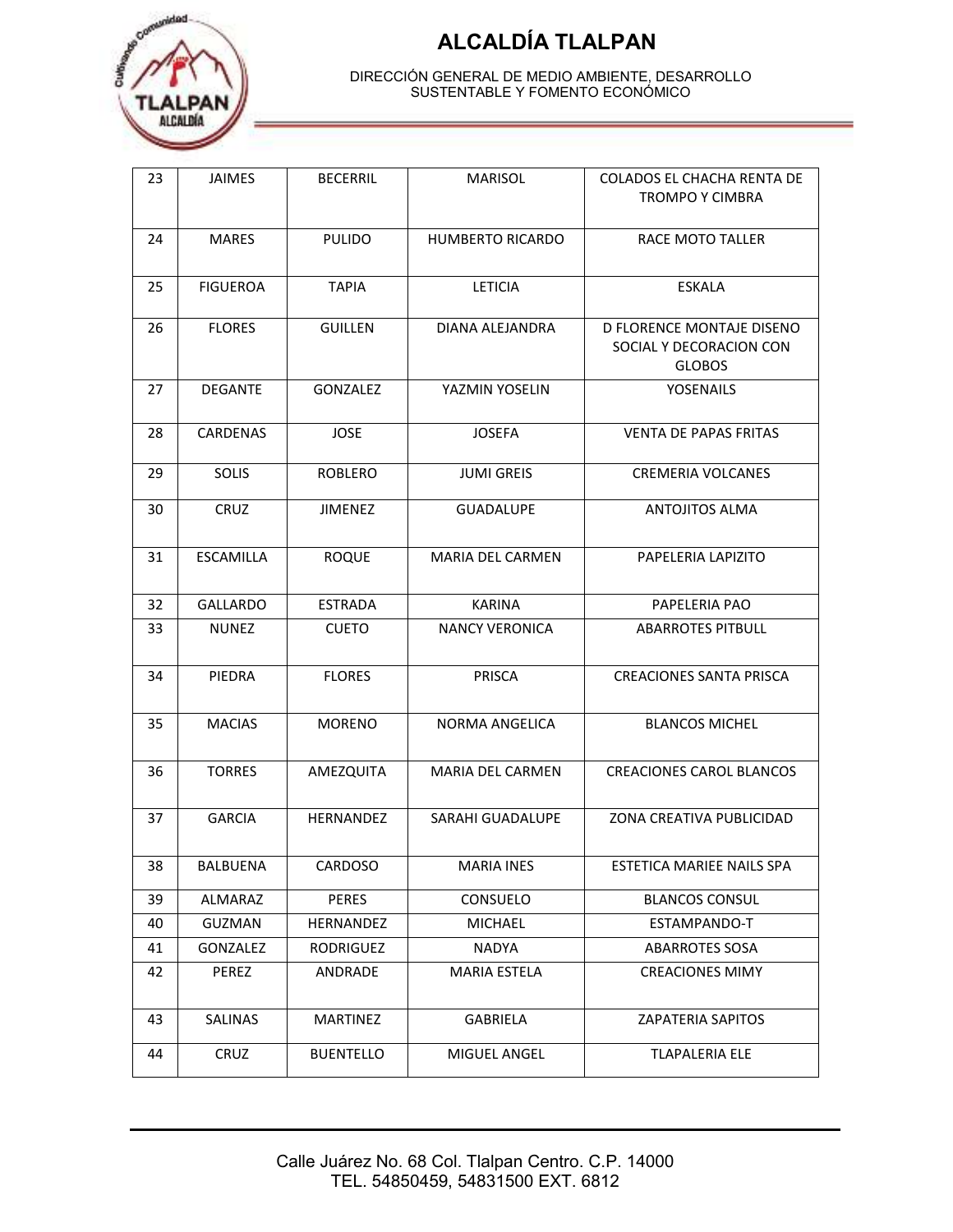# ALCALDÍA TLALPAN

DIRECCIÓN GENERAL DE MEDIO AMBIENTE, DESARROLLO SUSTENTABLE Y FOMENTO ECONÓMICO

| | | | | |
|---|---|---|---|---|
| 23 | JAIMES | BECERRIL | MARISOL | COLADOS EL CHACHA RENTA DE TROMPO Y CIMBRA |
| 24 | MARES | PULIDO | HUMBERTO RICARDO | RACE MOTO TALLER |
| 25 | FIGUEROA | TAPIA | LETICIA | ESKALA |
| 26 | FLORES | GUILLEN | DIANA ALEJANDRA | D FLORENCE MONTAJE DISENO SOCIAL Y DECORACION CON GLOBOS |
| 27 | DEGANTE | GONZALEZ | YAZMIN YOSELIN | YOSENAILS |
| 28 | CARDENAS | JOSE | JOSEFA | VENTA DE PAPAS FRITAS |
| 29 | SOLIS | ROBLERO | JUMI GREIS | CREMERIA VOLCANES |
| 30 | CRUZ | JIMENEZ | GUADALUPE | ANTOJITOS ALMA |
| 31 | ESCAMILLA | ROQUE | MARIA DEL CARMEN | PAPELERIA LAPIZITO |
| 32 | GALLARDO | ESTRADA | KARINA | PAPELERIA PAO |
| 33 | NUNEZ | CUETO | NANCY VERONICA | ABARROTES PITBULL |
| 34 | PIEDRA | FLORES | PRISCA | CREACIONES SANTA PRISCA |
| 35 | MACIAS | MORENO | NORMA ANGELICA | BLANCOS MICHEL |
| 36 | TORRES | AMEZQUITA | MARIA DEL CARMEN | CREACIONES CAROL BLANCOS |
| 37 | GARCIA | HERNANDEZ | SARAHI GUADALUPE | ZONA CREATIVA PUBLICIDAD |
| 38 | BALBUENA | CARDOSO | MARIA INES | ESTETICA MARIEE NAILS SPA |
| 39 | ALMARAZ | PERES | CONSUELO | BLANCOS CONSUL |
| 40 | GUZMAN | HERNANDEZ | MICHAEL | ESTAMPANDO-T |
| 41 | GONZALEZ | RODRIGUEZ | NADYA | ABARROTES SOSA |
| 42 | PEREZ | ANDRADE | MARIA ESTELA | CREACIONES MIMY |
| 43 | SALINAS | MARTINEZ | GABRIELA | ZAPATERIA SAPITOS |
| 44 | CRUZ | BUENTELLO | MIGUEL ANGEL | TLAPALERIA ELE |

Calle Juárez No. 68 Col. Tlalpan Centro. C.P. 14000
TEL. 54850459, 54831500 EXT. 6812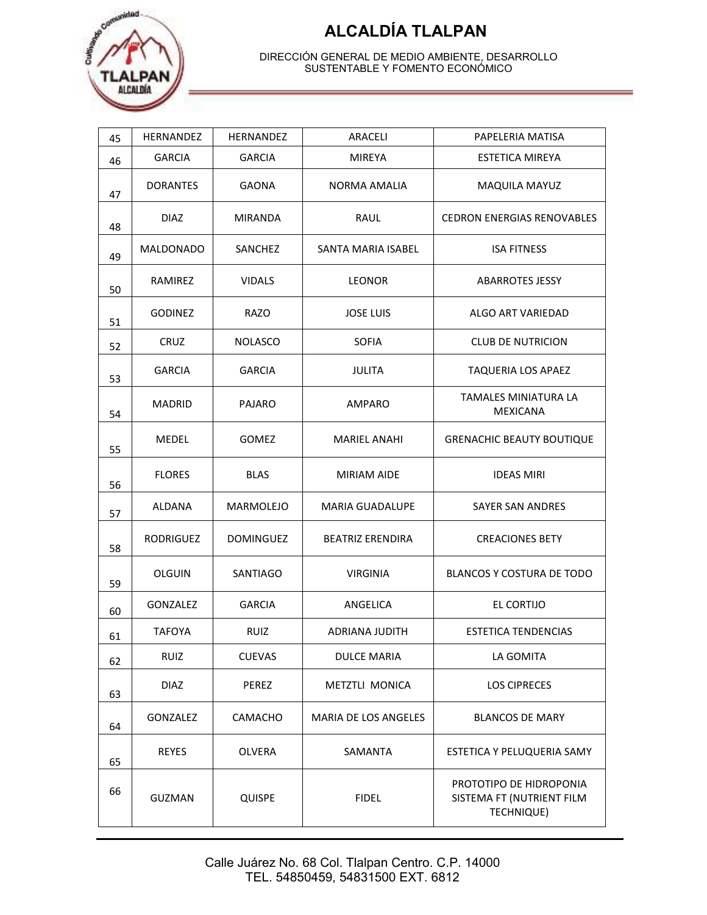# ALCALDÍA TLALPAN

DIRECCIÓN GENERAL DE MEDIO AMBIENTE, DESARROLLO SUSTENTABLE Y FOMENTO ECONÓMICO

| | | | | |
|---|---|---|---|---|
| 45 | HERNANDEZ | HERNANDEZ | ARACELI | PAPELERIA MATISA |
| 46 | GARCIA | GARCIA | MIREYA | ESTETICA MIREYA |
| 47 | DORANTES | GAONA | NORMA AMALIA | MAQUILA MAYUZ |
| 48 | DIAZ | MIRANDA | RAUL | CEDRON ENERGIAS RENOVABLES |
| 49 | MALDONADO | SANCHEZ | SANTA MARIA ISABEL | ISA FITNESS |
| 50 | RAMIREZ | VIDALS | LEONOR | ABARROTES JESSY |
| 51 | GODINEZ | RAZO | JOSE LUIS | ALGO ART VARIEDAD |
| 52 | CRUZ | NOLASCO | SOFIA | CLUB DE NUTRICION |
| 53 | GARCIA | GARCIA | JULITA | TAQUERIA LOS APAEZ |
| 54 | MADRID | PAJARO | AMPARO | TAMALES MINIATURA LA MEXICANA |
| 55 | MEDEL | GOMEZ | MARIEL ANAHI | GRENACHIC BEAUTY BOUTIQUE |
| 56 | FLORES | BLAS | MIRIAM AIDE | IDEAS MIRI |
| 57 | ALDANA | MARMOLEJO | MARIA GUADALUPE | SAYER SAN ANDRES |
| 58 | RODRIGUEZ | DOMINGUEZ | BEATRIZ ERENDIRA | CREACIONES BETY |
| 59 | OLGUIN | SANTIAGO | VIRGINIA | BLANCOS Y COSTURA DE TODO |
| 60 | GONZALEZ | GARCIA | ANGELICA | EL CORTIJO |
| 61 | TAFOYA | RUIZ | ADRIANA JUDITH | ESTETICA TENDENCIAS |
| 62 | RUIZ | CUEVAS | DULCE MARIA | LA GOMITA |
| 63 | DIAZ | PEREZ | METZTLI MONICA | LOS CIPRECES |
| 64 | GONZALEZ | CAMACHO | MARIA DE LOS ANGELES | BLANCOS DE MARY |
| 65 | REYES | OLVERA | SAMANTA | ESTETICA Y PELUQUERIA SAMY |
| 66 | GUZMAN | QUISPE | FIDEL | PROTOTIPO DE HIDROPONIA SISTEMA FT (NUTRIENT FILM TECHNIQUE) |

Calle Juárez No. 68 Col. Tlalpan Centro. C.P. 14000
TEL. 54850459, 54831500 EXT. 6812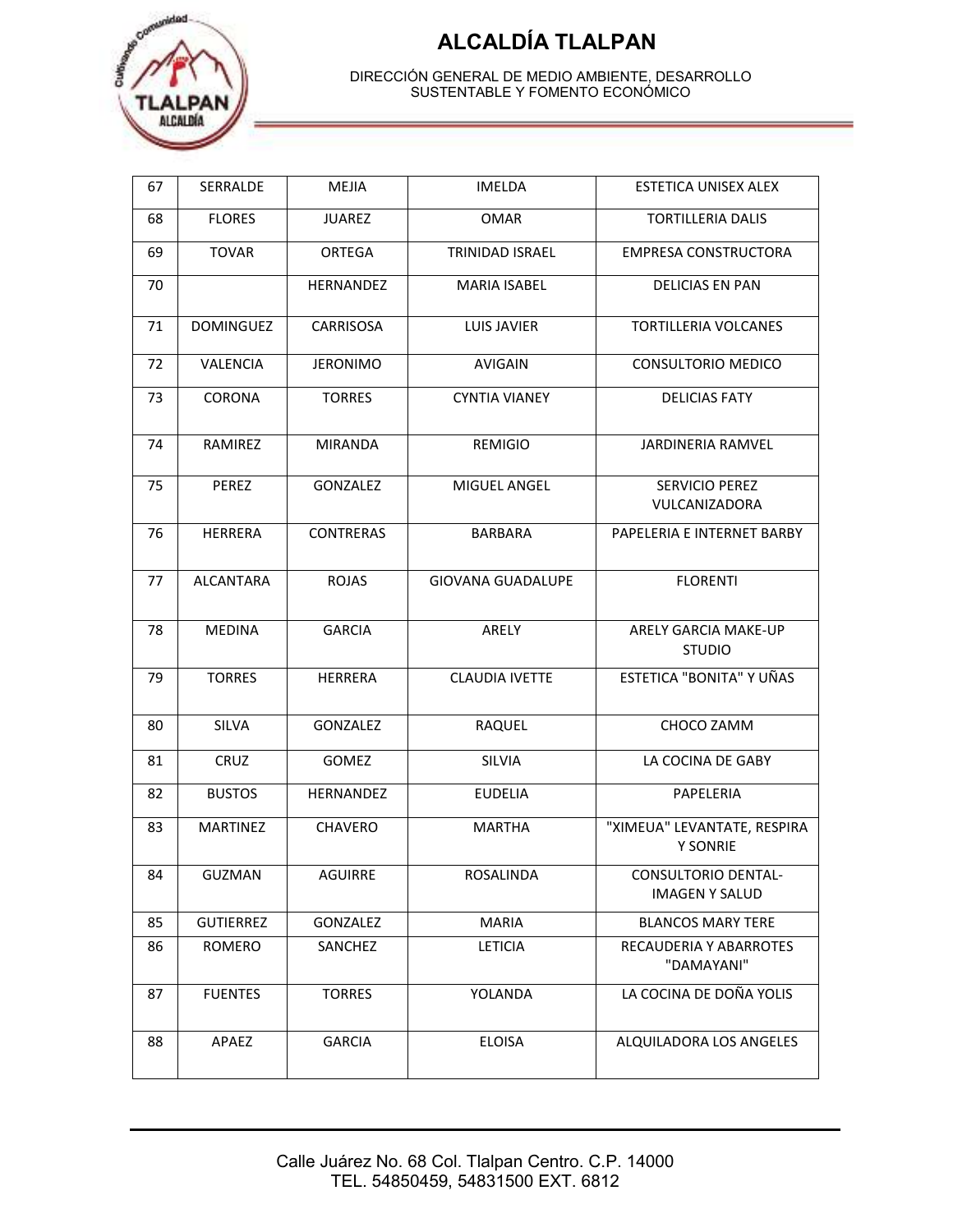# ALCALDÍA TLALPAN

DIRECCIÓN GENERAL DE MEDIO AMBIENTE, DESARROLLO SUSTENTABLE Y FOMENTO ECONÓMICO

| | | | | |
|---|---|---|---|---|
| 67 | SERRALDE | MEJIA | IMELDA | ESTETICA UNISEX ALEX |
| 68 | FLORES | JUAREZ | OMAR | TORTILLERIA DALIS |
| 69 | TOVAR | ORTEGA | TRINIDAD ISRAEL | EMPRESA CONSTRUCTORA |
| 70 | | HERNANDEZ | MARIA ISABEL | DELICIAS EN PAN |
| 71 | DOMINGUEZ | CARRISOSA | LUIS JAVIER | TORTILLERIA VOLCANES |
| 72 | VALENCIA | JERONIMO | AVIGAIN | CONSULTORIO MEDICO |
| 73 | CORONA | TORRES | CYNTIA VIANEY | DELICIAS FATY |
| 74 | RAMIREZ | MIRANDA | REMIGIO | JARDINERIA RAMVEL |
| 75 | PEREZ | GONZALEZ | MIGUEL ANGEL | SERVICIO PEREZ VULCANIZADORA |
| 76 | HERRERA | CONTRERAS | BARBARA | PAPELERIA E INTERNET BARBY |
| 77 | ALCANTARA | ROJAS | GIOVANA GUADALUPE | FLORENTI |
| 78 | MEDINA | GARCIA | ARELY | ARELY GARCIA MAKE-UP STUDIO |
| 79 | TORRES | HERRERA | CLAUDIA IVETTE | ESTETICA "BONITA" Y UÑAS |
| 80 | SILVA | GONZALEZ | RAQUEL | CHOCO ZAMM |
| 81 | CRUZ | GOMEZ | SILVIA | LA COCINA DE GABY |
| 82 | BUSTOS | HERNANDEZ | EUDELIA | PAPELERIA |
| 83 | MARTINEZ | CHAVERO | MARTHA | "XIMEUA" LEVANTATE, RESPIRA Y SONRIE |
| 84 | GUZMAN | AGUIRRE | ROSALINDA | CONSULTORIO DENTAL- IMAGEN Y SALUD |
| 85 | GUTIERREZ | GONZALEZ | MARIA | BLANCOS MARY TERE |
| 86 | ROMERO | SANCHEZ | LETICIA | RECAUDERIA Y ABARROTES "DAMAYANI" |
| 87 | FUENTES | TORRES | YOLANDA | LA COCINA DE DOÑA YOLIS |
| 88 | APAEZ | GARCIA | ELOISA | ALQUILADORA LOS ANGELES |

Calle Juárez No. 68 Col. Tlalpan Centro. C.P. 14000
TEL. 54850459, 54831500 EXT. 6812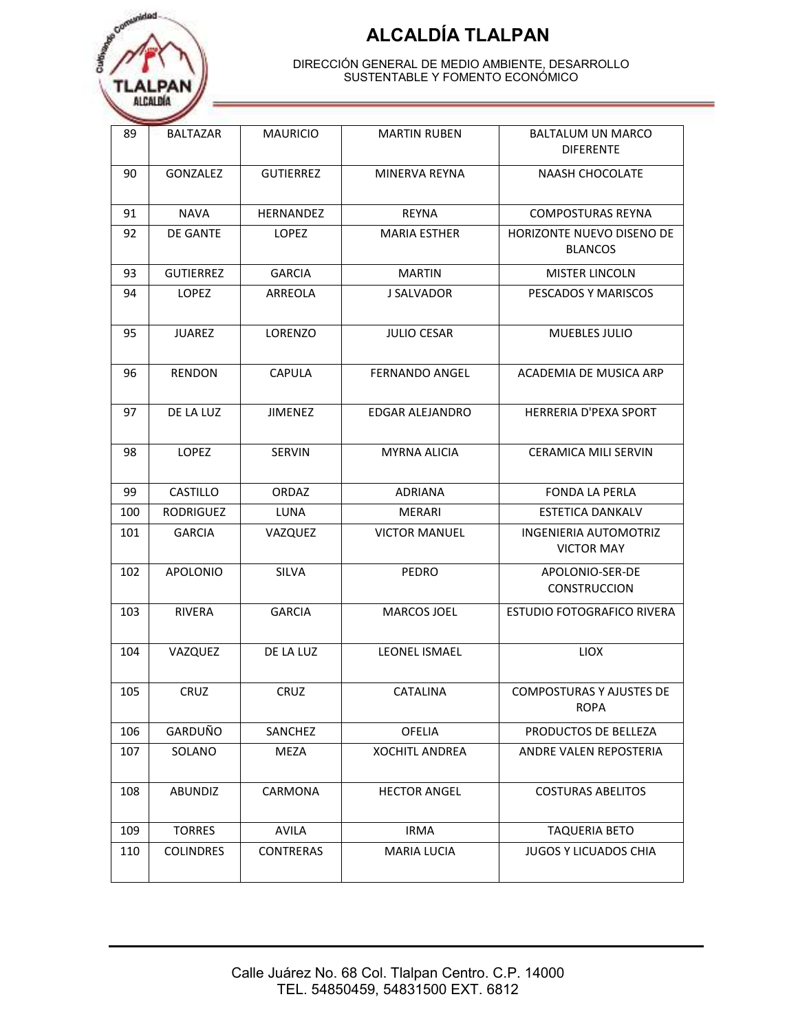| 89 | BALTAZAR | MAURICIO | MARTIN RUBEN | BALTALUM UN MARCO DIFERENTE |
|---|---|---|---|---|
| 90 | GONZALEZ | GUTIERREZ | MINERVA REYNA | NAASH CHOCOLATE |
| 91 | NAVA | HERNANDEZ | REYNA | COMPOSTURAS REYNA |
| 92 | DE GANTE | LOPEZ | MARIA ESTHER | HORIZONTE NUEVO DISENO DE BLANCOS |
| 93 | GUTIERREZ | GARCIA | MARTIN | MISTER LINCOLN |
| 94 | LOPEZ | ARREOLA | J SALVADOR | PESCADOS Y MARISCOS |
| 95 | JUAREZ | LORENZO | JULIO CESAR | MUEBLES JULIO |
| 96 | RENDON | CAPULA | FERNANDO ANGEL | ACADEMIA DE MUSICA ARP |
| 97 | DE LA LUZ | JIMENEZ | EDGAR ALEJANDRO | HERRERIA D'PEXA SPORT |
| 98 | LOPEZ | SERVIN | MYRNA ALICIA | CERAMICA MILI SERVIN |
| 99 | CASTILLO | ORDAZ | ADRIANA | FONDA LA PERLA |
| 100 | RODRIGUEZ | LUNA | MERARI | ESTETICA DANKALV |
| 101 | GARCIA | VAZQUEZ | VICTOR MANUEL | INGENIERIA AUTOMOTRIZ VICTOR MAY |
| 102 | APOLONIO | SILVA | PEDRO | APOLONIO-SER-DE CONSTRUCCION |
| 103 | RIVERA | GARCIA | MARCOS JOEL | ESTUDIO FOTOGRAFICO RIVERA |
| 104 | VAZQUEZ | DE LA LUZ | LEONEL ISMAEL | LIOX |
| 105 | CRUZ | CRUZ | CATALINA | COMPOSTURAS Y AJUSTES DE ROPA |
| 106 | GARDUÑO | SANCHEZ | OFELIA | PRODUCTOS DE BELLEZA |
| 107 | SOLANO | MEZA | XOCHITL ANDREA | ANDRE VALEN REPOSTERIA |
| 108 | ABUNDIZ | CARMONA | HECTOR ANGEL | COSTURAS ABELITOS |
| 109 | TORRES | AVILA | IRMA | TAQUERIA BETO |
| 110 | COLINDRES | CONTRERAS | MARIA LUCIA | JUGOS Y LICUADOS CHIA |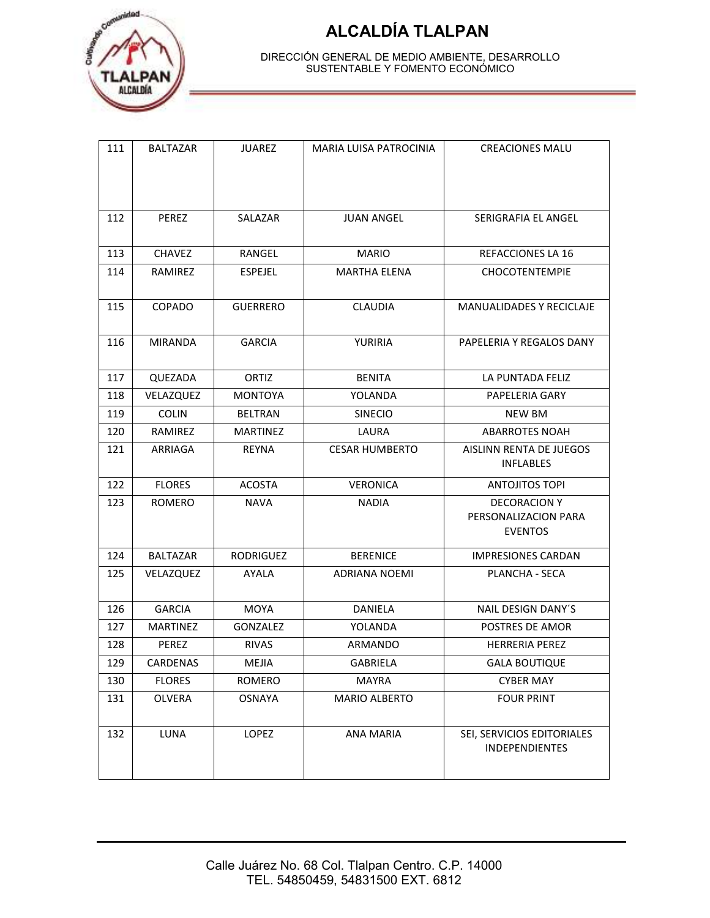# ALCALDÍA TLALPAN

DIRECCIÓN GENERAL DE MEDIO AMBIENTE, DESARROLLO SUSTENTABLE Y FOMENTO ECONÓMICO

| | | | | |
|---|---|---|---|---|
| 111 | BALTAZAR | JUAREZ | MARIA LUISA PATROCINIA | CREACIONES MALU |
| 112 | PEREZ | SALAZAR | JUAN ANGEL | SERIGRAFIA EL ANGEL |
| 113 | CHAVEZ | RANGEL | MARIO | REFACCIONES LA 16 |
| 114 | RAMIREZ | ESPEJEL | MARTHA ELENA | CHOCOTENTEMPIE |
| 115 | COPADO | GUERRERO | CLAUDIA | MANUALIDADES Y RECICLAJE |
| 116 | MIRANDA | GARCIA | YURIRIA | PAPELERIA Y REGALOS DANY |
| 117 | QUEZADA | ORTIZ | BENITA | LA PUNTADA FELIZ |
| 118 | VELAZQUEZ | MONTOYA | YOLANDA | PAPELERIA GARY |
| 119 | COLIN | BELTRAN | SINECIO | NEW BM |
| 120 | RAMIREZ | MARTINEZ | LAURA | ABARROTES NOAH |
| 121 | ARRIAGA | REYNA | CESAR HUMBERTO | AISLINN RENTA DE JUEGOS INFLABLES |
| 122 | FLORES | ACOSTA | VERONICA | ANTOJITOS TOPI |
| 123 | ROMERO | NAVA | NADIA | DECORACION Y PERSONALIZACION PARA EVENTOS |
| 124 | BALTAZAR | RODRIGUEZ | BERENICE | IMPRESIONES CARDAN |
| 125 | VELAZQUEZ | AYALA | ADRIANA NOEMI | PLANCHA - SECA |
| 126 | GARCIA | MOYA | DANIELA | NAIL DESIGN DANY´S |
| 127 | MARTINEZ | GONZALEZ | YOLANDA | POSTRES DE AMOR |
| 128 | PEREZ | RIVAS | ARMANDO | HERRERIA PEREZ |
| 129 | CARDENAS | MEJIA | GABRIELA | GALA BOUTIQUE |
| 130 | FLORES | ROMERO | MAYRA | CYBER MAY |
| 131 | OLVERA | OSNAYA | MARIO ALBERTO | FOUR PRINT |
| 132 | LUNA | LOPEZ | ANA MARIA | SEI, SERVICIOS EDITORIALES INDEPENDIENTES |

Calle Juárez No. 68 Col. Tlalpan Centro. C.P. 14000
TEL. 54850459, 54831500 EXT. 6812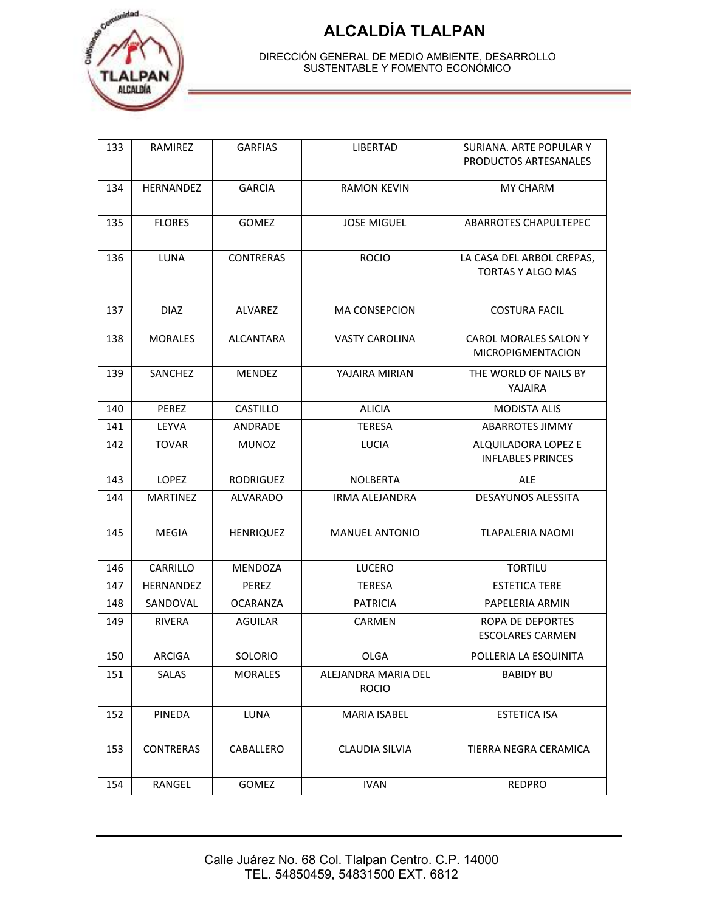| 133 | RAMIREZ | GARFIAS | LIBERTAD | SURIANA. ARTE POPULAR Y PRODUCTOS ARTESANALES |
|---|---|---|---|---|
| 134 | HERNANDEZ | GARCIA | RAMON KEVIN | MY CHARM |
| 135 | FLORES | GOMEZ | JOSE MIGUEL | ABARROTES CHAPULTEPEC |
| 136 | LUNA | CONTRERAS | ROCIO | LA CASA DEL ARBOL CREPAS, TORTAS Y ALGO MAS |
| 137 | DIAZ | ALVAREZ | MA CONSEPCION | COSTURA FACIL |
| 138 | MORALES | ALCANTARA | VASTY CAROLINA | CAROL MORALES SALON Y MICROPIGMENTACION |
| 139 | SANCHEZ | MENDEZ | YAJAIRA MIRIAN | THE WORLD OF NAILS BY YAJAIRA |
| 140 | PEREZ | CASTILLO | ALICIA | MODISTA ALIS |
| 141 | LEYVA | ANDRADE | TERESA | ABARROTES JIMMY |
| 142 | TOVAR | MUNOZ | LUCIA | ALQUILADORA LOPEZ E INFLABLES PRINCES |
| 143 | LOPEZ | RODRIGUEZ | NOLBERTA | ALE |
| 144 | MARTINEZ | ALVARADO | IRMA ALEJANDRA | DESAYUNOS ALESSITA |
| 145 | MEGIA | HENRIQUEZ | MANUEL ANTONIO | TLAPALERIA NAOMI |
| 146 | CARRILLO | MENDOZA | LUCERO | TORTILU |
| 147 | HERNANDEZ | PEREZ | TERESA | ESTETICA TERE |
| 148 | SANDOVAL | OCARANZA | PATRICIA | PAPELERIA ARMIN |
| 149 | RIVERA | AGUILAR | CARMEN | ROPA DE DEPORTES ESCOLARES CARMEN |
| 150 | ARCIGA | SOLORIO | OLGA | POLLERIA LA ESQUINITA |
| 151 | SALAS | MORALES | ALEJANDRA MARIA DEL ROCIO | BABIDY BU |
| 152 | PINEDA | LUNA | MARIA ISABEL | ESTETICA ISA |
| 153 | CONTRERAS | CABALLERO | CLAUDIA SILVIA | TIERRA NEGRA CERAMICA |
| 154 | RANGEL | GOMEZ | IVAN | REDPRO |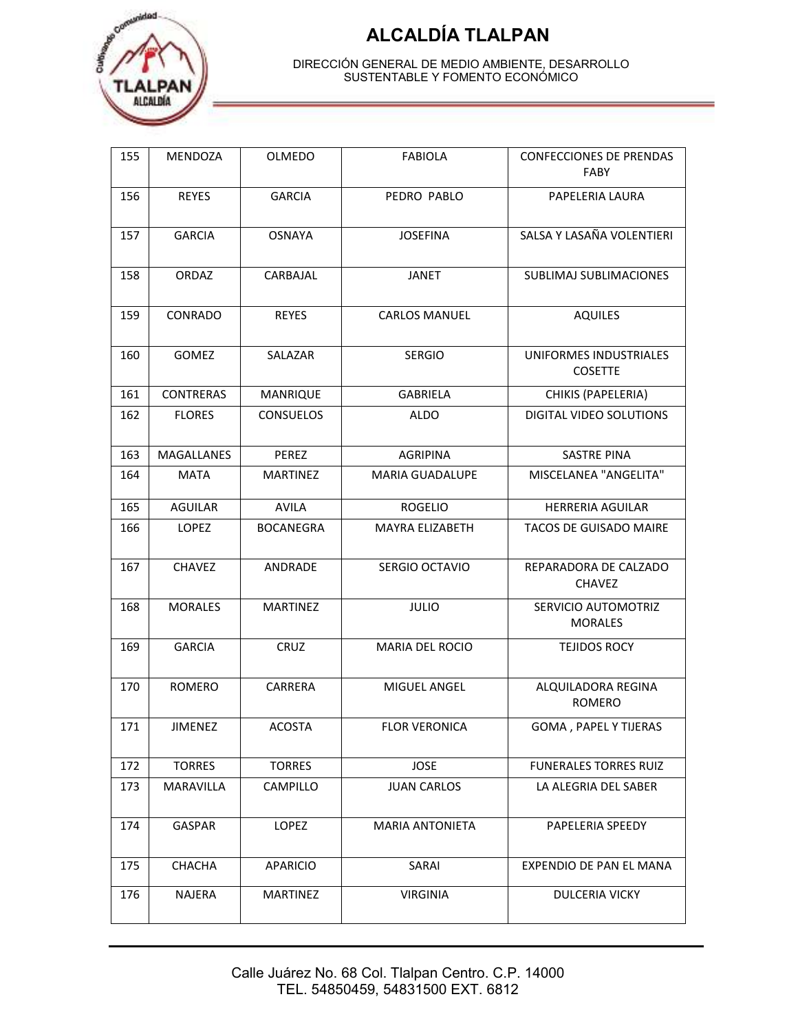# ALCALDÍA TLALPAN

DIRECCIÓN GENERAL DE MEDIO AMBIENTE, DESARROLLO SUSTENTABLE Y FOMENTO ECONÓMICO

| | | | | |
|---|---|---|---|---|
| 155 | MENDOZA | OLMEDO | FABIOLA | CONFECCIONES DE PRENDAS FABY |
| 156 | REYES | GARCIA | PEDRO PABLO | PAPELERIA LAURA |
| 157 | GARCIA | OSNAYA | JOSEFINA | SALSA Y LASAÑA VOLENTIERI |
| 158 | ORDAZ | CARBAJAL | JANET | SUBLIMAJ SUBLIMACIONES |
| 159 | CONRADO | REYES | CARLOS MANUEL | AQUILES |
| 160 | GOMEZ | SALAZAR | SERGIO | UNIFORMES INDUSTRIALES COSETTE |
| 161 | CONTRERAS | MANRIQUE | GABRIELA | CHIKIS (PAPELERIA) |
| 162 | FLORES | CONSUELOS | ALDO | DIGITAL VIDEO SOLUTIONS |
| 163 | MAGALLANES | PEREZ | AGRIPINA | SASTRE PINA |
| 164 | MATA | MARTINEZ | MARIA GUADALUPE | MISCELANEA "ANGELITA" |
| 165 | AGUILAR | AVILA | ROGELIO | HERRERIA AGUILAR |
| 166 | LOPEZ | BOCANEGRA | MAYRA ELIZABETH | TACOS DE GUISADO MAIRE |
| 167 | CHAVEZ | ANDRADE | SERGIO OCTAVIO | REPARADORA DE CALZADO CHAVEZ |
| 168 | MORALES | MARTINEZ | JULIO | SERVICIO AUTOMOTRIZ MORALES |
| 169 | GARCIA | CRUZ | MARIA DEL ROCIO | TEJIDOS ROCY |
| 170 | ROMERO | CARRERA | MIGUEL ANGEL | ALQUILADORA REGINA ROMERO |
| 171 | JIMENEZ | ACOSTA | FLOR VERONICA | GOMA , PAPEL Y TIJERAS |
| 172 | TORRES | TORRES | JOSE | FUNERALES TORRES RUIZ |
| 173 | MARAVILLA | CAMPILLO | JUAN CARLOS | LA ALEGRIA DEL SABER |
| 174 | GASPAR | LOPEZ | MARIA ANTONIETA | PAPELERIA SPEEDY |
| 175 | CHACHA | APARICIO | SARAI | EXPENDIO DE PAN EL MANA |
| 176 | NAJERA | MARTINEZ | VIRGINIA | DULCERIA VICKY |

Calle Juárez No. 68 Col. Tlalpan Centro. C.P. 14000
TEL. 54850459, 54831500 EXT. 6812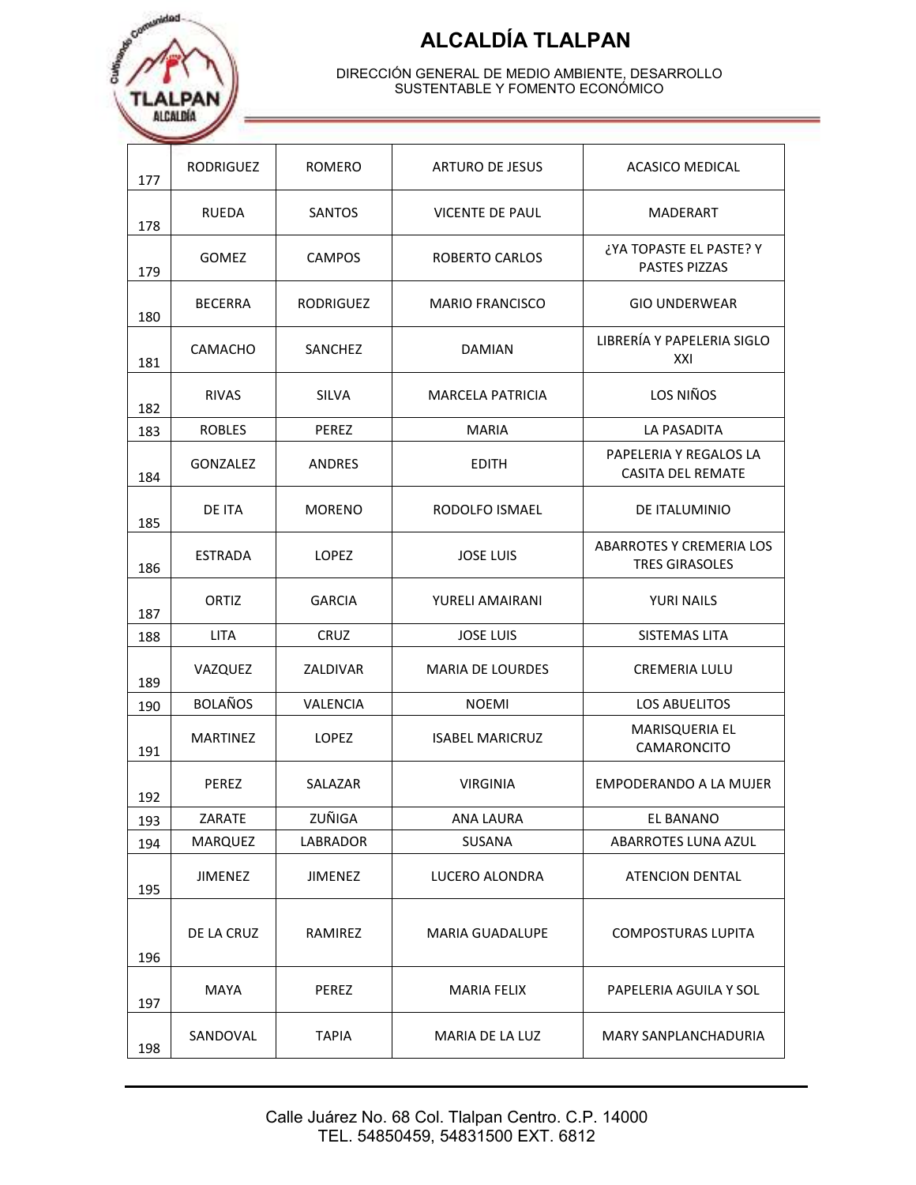# ALCALDÍA TLALPAN

DIRECCIÓN GENERAL DE MEDIO AMBIENTE, DESARROLLO SUSTENTABLE Y FOMENTO ECONÓMICO

| | | | | |
|---|---|---|---|---|
| 177 | RODRIGUEZ | ROMERO | ARTURO DE JESUS | ACASICO MEDICAL |
| 178 | RUEDA | SANTOS | VICENTE DE PAUL | MADERART |
| 179 | GOMEZ | CAMPOS | ROBERTO CARLOS | ¿YA TOPASTE EL PASTE? Y PASTES PIZZAS |
| 180 | BECERRA | RODRIGUEZ | MARIO FRANCISCO | GIO UNDERWEAR |
| 181 | CAMACHO | SANCHEZ | DAMIAN | LIBRERÍA Y PAPELERIA SIGLO XXI |
| 182 | RIVAS | SILVA | MARCELA PATRICIA | LOS NIÑOS |
| 183 | ROBLES | PEREZ | MARIA | LA PASADITA |
| 184 | GONZALEZ | ANDRES | EDITH | PAPELERIA Y REGALOS LA CASITA DEL REMATE |
| 185 | DE ITA | MORENO | RODOLFO ISMAEL | DE ITALUMINIO |
| 186 | ESTRADA | LOPEZ | JOSE LUIS | ABARROTES Y CREMERIA LOS TRES GIRASOLES |
| 187 | ORTIZ | GARCIA | YURELI AMAIRANI | YURI NAILS |
| 188 | LITA | CRUZ | JOSE LUIS | SISTEMAS LITA |
| 189 | VAZQUEZ | ZALDIVAR | MARIA DE LOURDES | CREMERIA LULU |
| 190 | BOLAÑOS | VALENCIA | NOEMI | LOS ABUELITOS |
| 191 | MARTINEZ | LOPEZ | ISABEL MARICRUZ | MARISQUERIA EL CAMARONCITO |
| 192 | PEREZ | SALAZAR | VIRGINIA | EMPODERANDO A LA MUJER |
| 193 | ZARATE | ZUÑIGA | ANA LAURA | EL BANANO |
| 194 | MARQUEZ | LABRADOR | SUSANA | ABARROTES LUNA AZUL |
| 195 | JIMENEZ | JIMENEZ | LUCERO ALONDRA | ATENCION DENTAL |
| 196 | DE LA CRUZ | RAMIREZ | MARIA GUADALUPE | COMPOSTURAS LUPITA |
| 197 | MAYA | PEREZ | MARIA FELIX | PAPELERIA AGUILA Y SOL |
| 198 | SANDOVAL | TAPIA | MARIA DE LA LUZ | MARY SANPLANCHADURIA |

Calle Juárez No. 68 Col. Tlalpan Centro. C.P. 14000
TEL. 54850459, 54831500 EXT. 6812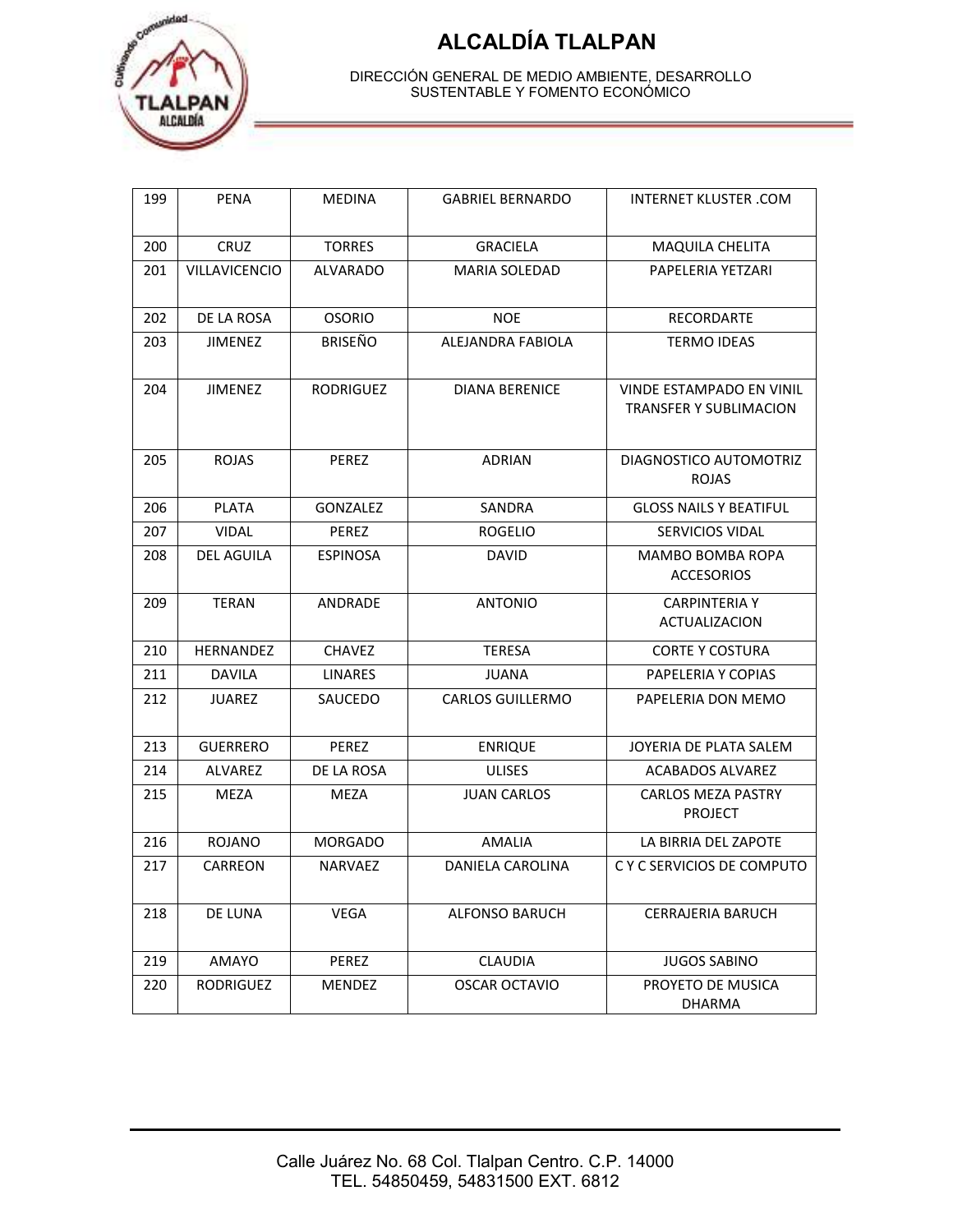# ALCALDÍA TLALPAN

DIRECCIÓN GENERAL DE MEDIO AMBIENTE, DESARROLLO SUSTENTABLE Y FOMENTO ECONÓMICO

| | | | | |
|---|---|---|---|---|
| 199 | PENA | MEDINA | GABRIEL BERNARDO | INTERNET KLUSTER .COM |
| 200 | CRUZ | TORRES | GRACIELA | MAQUILA CHELITA |
| 201 | VILLAVICENCIO | ALVARADO | MARIA SOLEDAD | PAPELERIA YETZARI |
| 202 | DE LA ROSA | OSORIO | NOE | RECORDARTE |
| 203 | JIMENEZ | BRISEÑO | ALEJANDRA FABIOLA | TERMO IDEAS |
| 204 | JIMENEZ | RODRIGUEZ | DIANA BERENICE | VINDE ESTAMPADO EN VINIL TRANSFER Y SUBLIMACION |
| 205 | ROJAS | PEREZ | ADRIAN | DIAGNOSTICO AUTOMOTRIZ ROJAS |
| 206 | PLATA | GONZALEZ | SANDRA | GLOSS NAILS Y BEATIFUL |
| 207 | VIDAL | PEREZ | ROGELIO | SERVICIOS VIDAL |
| 208 | DEL AGUILA | ESPINOSA | DAVID | MAMBO BOMBA ROPA ACCESORIOS |
| 209 | TERAN | ANDRADE | ANTONIO | CARPINTERIA Y ACTUALIZACION |
| 210 | HERNANDEZ | CHAVEZ | TERESA | CORTE Y COSTURA |
| 211 | DAVILA | LINARES | JUANA | PAPELERIA Y COPIAS |
| 212 | JUAREZ | SAUCEDO | CARLOS GUILLERMO | PAPELERIA DON MEMO |
| 213 | GUERRERO | PEREZ | ENRIQUE | JOYERIA DE PLATA SALEM |
| 214 | ALVAREZ | DE LA ROSA | ULISES | ACABADOS ALVAREZ |
| 215 | MEZA | MEZA | JUAN CARLOS | CARLOS MEZA PASTRY PROJECT |
| 216 | ROJANO | MORGADO | AMALIA | LA BIRRIA DEL ZAPOTE |
| 217 | CARREON | NARVAEZ | DANIELA CAROLINA | C Y C SERVICIOS DE COMPUTO |
| 218 | DE LUNA | VEGA | ALFONSO BARUCH | CERRAJERIA BARUCH |
| 219 | AMAYO | PEREZ | CLAUDIA | JUGOS SABINO |
| 220 | RODRIGUEZ | MENDEZ | OSCAR OCTAVIO | PROYETO DE MUSICA DHARMA |

Calle Juárez No. 68 Col. Tlalpan Centro. C.P. 14000
TEL. 54850459, 54831500 EXT. 6812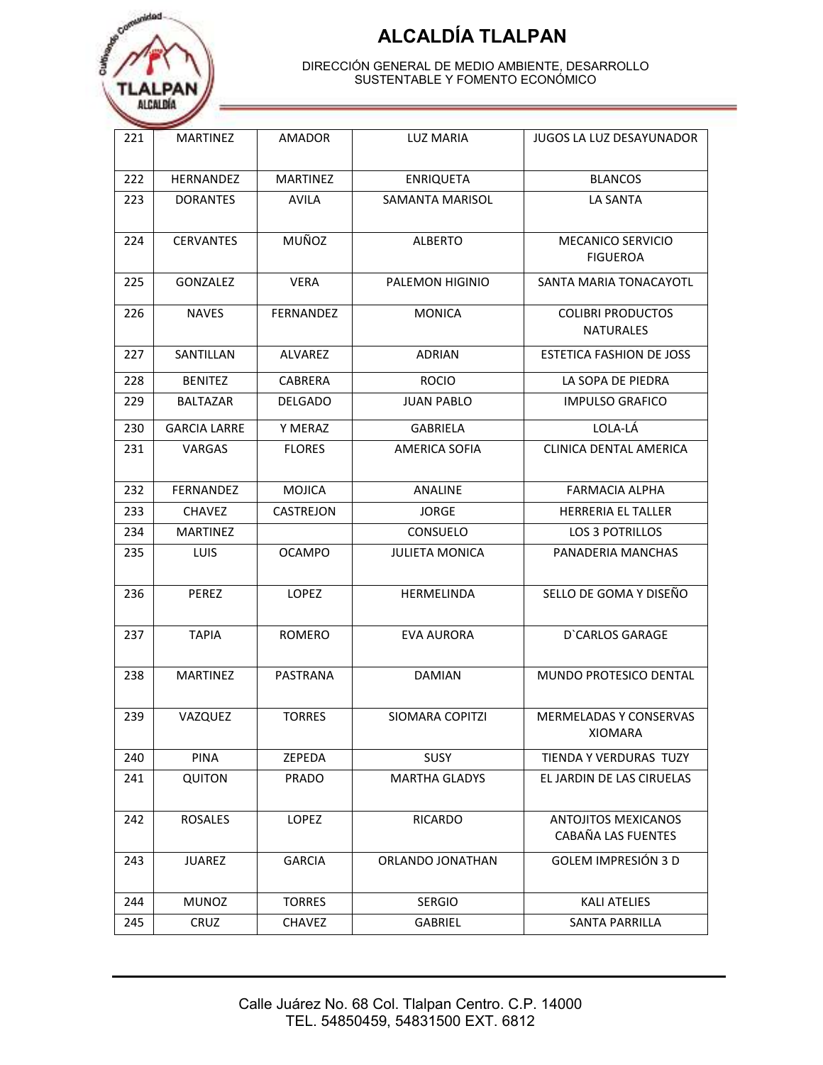# ALCALDÍA TLALPAN

DIRECCIÓN GENERAL DE MEDIO AMBIENTE, DESARROLLO SUSTENTABLE Y FOMENTO ECONÓMICO

| | | | | |
|---|---|---|---|---|
| 221 | MARTINEZ | AMADOR | LUZ MARIA | JUGOS LA LUZ DESAYUNADOR |
| 222 | HERNANDEZ | MARTINEZ | ENRIQUETA | BLANCOS |
| 223 | DORANTES | AVILA | SAMANTA MARISOL | LA SANTA |
| 224 | CERVANTES | MUÑOZ | ALBERTO | MECANICO SERVICIO FIGUEROA |
| 225 | GONZALEZ | VERA | PALEMON HIGINIO | SANTA MARIA TONACAYOTL |
| 226 | NAVES | FERNANDEZ | MONICA | COLIBRI PRODUCTOS NATURALES |
| 227 | SANTILLAN | ALVAREZ | ADRIAN | ESTETICA FASHION DE JOSS |
| 228 | BENITEZ | CABRERA | ROCIO | LA SOPA DE PIEDRA |
| 229 | BALTAZAR | DELGADO | JUAN PABLO | IMPULSO GRAFICO |
| 230 | GARCIA LARRE | Y MERAZ | GABRIELA | LOLA-LÁ |
| 231 | VARGAS | FLORES | AMERICA SOFIA | CLINICA DENTAL AMERICA |
| 232 | FERNANDEZ | MOJICA | ANALINE | FARMACIA ALPHA |
| 233 | CHAVEZ | CASTREJON | JORGE | HERRERIA EL TALLER |
| 234 | MARTINEZ | | CONSUELO | LOS 3 POTRILLOS |
| 235 | LUIS | OCAMPO | JULIETA MONICA | PANADERIA MANCHAS |
| 236 | PEREZ | LOPEZ | HERMELINDA | SELLO DE GOMA Y DISEÑO |
| 237 | TAPIA | ROMERO | EVA AURORA | D`CARLOS GARAGE |
| 238 | MARTINEZ | PASTRANA | DAMIAN | MUNDO PROTESICO DENTAL |
| 239 | VAZQUEZ | TORRES | SIOMARA COPITZI | MERMELADAS Y CONSERVAS XIOMARA |
| 240 | PINA | ZEPEDA | SUSY | TIENDA Y VERDURAS TUZY |
| 241 | QUITON | PRADO | MARTHA GLADYS | EL JARDIN DE LAS CIRUELAS |
| 242 | ROSALES | LOPEZ | RICARDO | ANTOJITOS MEXICANOS CABAÑA LAS FUENTES |
| 243 | JUAREZ | GARCIA | ORLANDO JONATHAN | GOLEM IMPRESIÓN 3 D |
| 244 | MUNOZ | TORRES | SERGIO | KALI ATELIES |
| 245 | CRUZ | CHAVEZ | GABRIEL | SANTA PARRILLA |

Calle Juárez No. 68 Col. Tlalpan Centro. C.P. 14000
TEL. 54850459, 54831500 EXT. 6812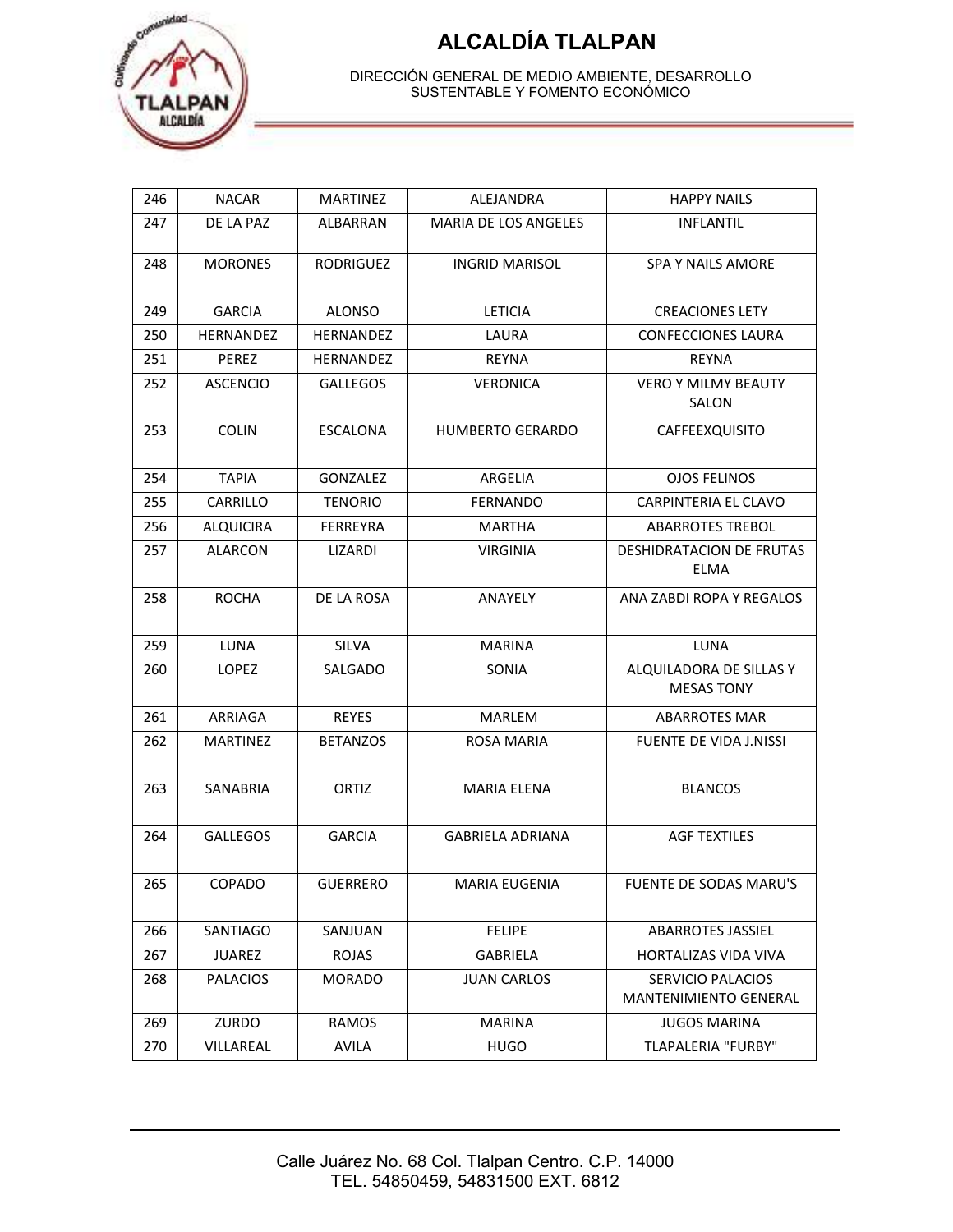# ALCALDÍA TLALPAN

DIRECCIÓN GENERAL DE MEDIO AMBIENTE, DESARROLLO SUSTENTABLE Y FOMENTO ECONÓMICO

| 246 | NACAR | MARTINEZ | ALEJANDRA | HAPPY NAILS |
|---|---|---|---|---|
| 247 | DE LA PAZ | ALBARRAN | MARIA DE LOS ANGELES | INFLANTIL |
| 248 | MORONES | RODRIGUEZ | INGRID MARISOL | SPA Y NAILS AMORE |
| 249 | GARCIA | ALONSO | LETICIA | CREACIONES LETY |
| 250 | HERNANDEZ | HERNANDEZ | LAURA | CONFECCIONES LAURA |
| 251 | PEREZ | HERNANDEZ | REYNA | REYNA |
| 252 | ASCENCIO | GALLEGOS | VERONICA | VERO Y MILMY BEAUTY SALON |
| 253 | COLIN | ESCALONA | HUMBERTO GERARDO | CAFFEEXQUISITO |
| 254 | TAPIA | GONZALEZ | ARGELIA | OJOS FELINOS |
| 255 | CARRILLO | TENORIO | FERNANDO | CARPINTERIA EL CLAVO |
| 256 | ALQUICIRA | FERREYRA | MARTHA | ABARROTES TREBOL |
| 257 | ALARCON | LIZARDI | VIRGINIA | DESHIDRATACION DE FRUTAS ELMA |
| 258 | ROCHA | DE LA ROSA | ANAYELY | ANA ZABDI ROPA Y REGALOS |
| 259 | LUNA | SILVA | MARINA | LUNA |
| 260 | LOPEZ | SALGADO | SONIA | ALQUILADORA DE SILLAS Y MESAS TONY |
| 261 | ARRIAGA | REYES | MARLEM | ABARROTES MAR |
| 262 | MARTINEZ | BETANZOS | ROSA MARIA | FUENTE DE VIDA J.NISSI |
| 263 | SANABRIA | ORTIZ | MARIA ELENA | BLANCOS |
| 264 | GALLEGOS | GARCIA | GABRIELA ADRIANA | AGF TEXTILES |
| 265 | COPADO | GUERRERO | MARIA EUGENIA | FUENTE DE SODAS MARU'S |
| 266 | SANTIAGO | SANJUAN | FELIPE | ABARROTES JASSIEL |
| 267 | JUAREZ | ROJAS | GABRIELA | HORTALIZAS VIDA VIVA |
| 268 | PALACIOS | MORADO | JUAN CARLOS | SERVICIO PALACIOS MANTENIMIENTO GENERAL |
| 269 | ZURDO | RAMOS | MARINA | JUGOS MARINA |
| 270 | VILLAREAL | AVILA | HUGO | TLAPALERIA "FURBY" |

Calle Juárez No. 68 Col. Tlalpan Centro. C.P. 14000
TEL. 54850459, 54831500 EXT. 6812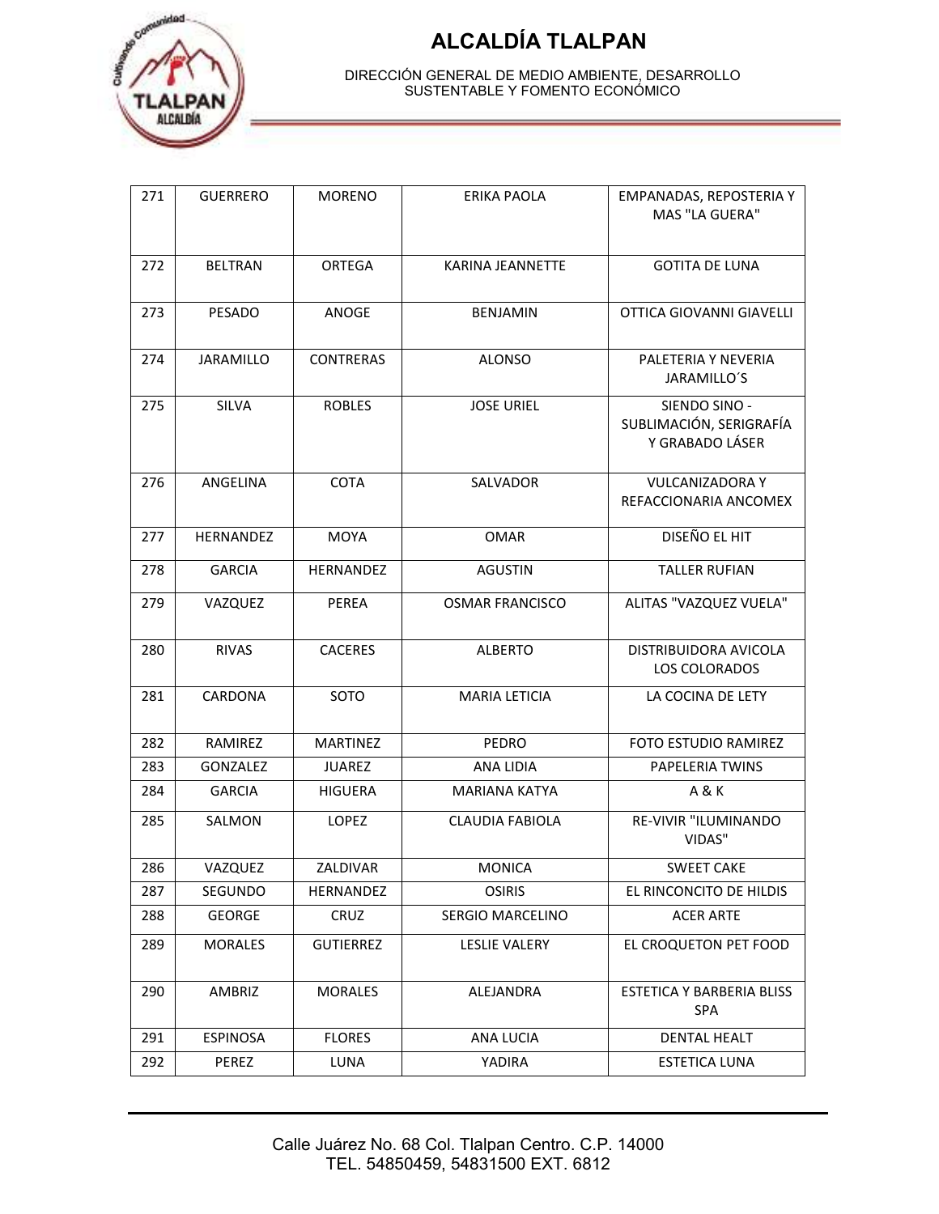# ALCALDÍA TLALPAN

DIRECCIÓN GENERAL DE MEDIO AMBIENTE, DESARROLLO SUSTENTABLE Y FOMENTO ECONÓMICO

| 271 | GUERRERO | MORENO | ERIKA PAOLA | EMPANADAS, REPOSTERIA Y MAS "LA GUERA" |
|---|---|---|---|---|
| 272 | BELTRAN | ORTEGA | KARINA JEANNETTE | GOTITA DE LUNA |
| 273 | PESADO | ANOGE | BENJAMIN | OTTICA GIOVANNI GIAVELLI |
| 274 | JARAMILLO | CONTRERAS | ALONSO | PALETERIA Y NEVERIA JARAMILLO´S |
| 275 | SILVA | ROBLES | JOSE URIEL | SIENDO SINO - SUBLIMACIÓN, SERIGRAFÍA Y GRABADO LÁSER |
| 276 | ANGELINA | COTA | SALVADOR | VULCANIZADORA Y REFACCIONARIA ANCOMEX |
| 277 | HERNANDEZ | MOYA | OMAR | DISEÑO EL HIT |
| 278 | GARCIA | HERNANDEZ | AGUSTIN | TALLER RUFIAN |
| 279 | VAZQUEZ | PEREA | OSMAR FRANCISCO | ALITAS "VAZQUEZ VUELA" |
| 280 | RIVAS | CACERES | ALBERTO | DISTRIBUIDORA AVICOLA LOS COLORADOS |
| 281 | CARDONA | SOTO | MARIA LETICIA | LA COCINA DE LETY |
| 282 | RAMIREZ | MARTINEZ | PEDRO | FOTO ESTUDIO RAMIREZ |
| 283 | GONZALEZ | JUAREZ | ANA LIDIA | PAPELERIA TWINS |
| 284 | GARCIA | HIGUERA | MARIANA KATYA | A & K |
| 285 | SALMON | LOPEZ | CLAUDIA FABIOLA | RE-VIVIR "ILUMINANDO VIDAS" |
| 286 | VAZQUEZ | ZALDIVAR | MONICA | SWEET CAKE |
| 287 | SEGUNDO | HERNANDEZ | OSIRIS | EL RINCONCITO DE HILDIS |
| 288 | GEORGE | CRUZ | SERGIO MARCELINO | ACER ARTE |
| 289 | MORALES | GUTIERREZ | LESLIE VALERY | EL CROQUETON PET FOOD |
| 290 | AMBRIZ | MORALES | ALEJANDRA | ESTETICA Y BARBERIA BLISS SPA |
| 291 | ESPINOSA | FLORES | ANA LUCIA | DENTAL HEALT |
| 292 | PEREZ | LUNA | YADIRA | ESTETICA LUNA |

Calle Juárez No. 68 Col. Tlalpan Centro. C.P. 14000
TEL. 54850459, 54831500 EXT. 6812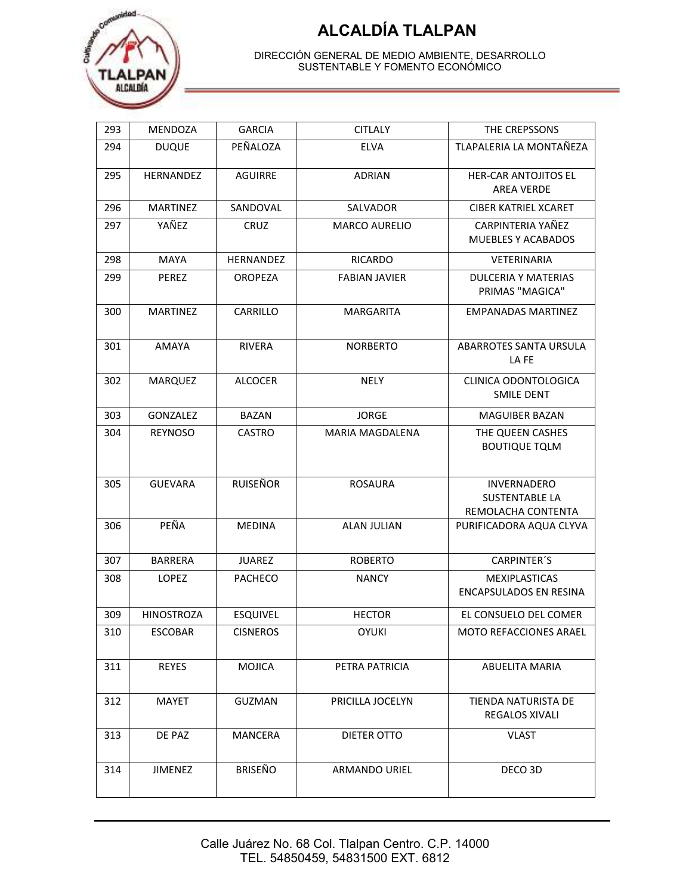| 293 | MENDOZA | GARCIA | CITLALY | THE CREPSSONS |
|---|---|---|---|---|
| 294 | DUQUE | PEÑALOZA | ELVA | TLAPALERIA LA MONTAÑEZA |
| 295 | HERNANDEZ | AGUIRRE | ADRIAN | HER-CAR ANTOJITOS EL AREA VERDE |
| 296 | MARTINEZ | SANDOVAL | SALVADOR | CIBER KATRIEL XCARET |
| 297 | YAÑEZ | CRUZ | MARCO AURELIO | CARPINTERIA YAÑEZ MUEBLES Y ACABADOS |
| 298 | MAYA | HERNANDEZ | RICARDO | VETERINARIA |
| 299 | PEREZ | OROPEZA | FABIAN JAVIER | DULCERIA Y MATERIAS PRIMAS "MAGICA" |
| 300 | MARTINEZ | CARRILLO | MARGARITA | EMPANADAS MARTINEZ |
| 301 | AMAYA | RIVERA | NORBERTO | ABARROTES SANTA URSULA LA FE |
| 302 | MARQUEZ | ALCOCER | NELY | CLINICA ODONTOLOGICA SMILE DENT |
| 303 | GONZALEZ | BAZAN | JORGE | MAGUIBER BAZAN |
| 304 | REYNOSO | CASTRO | MARIA MAGDALENA | THE QUEEN CASHES BOUTIQUE TQLM |
| 305 | GUEVARA | RUISEÑOR | ROSAURA | INVERNADERO SUSTENTABLE LA REMOLACHA CONTENTA |
| 306 | PEÑA | MEDINA | ALAN JULIAN | PURIFICADORA AQUA CLYVA |
| 307 | BARRERA | JUAREZ | ROBERTO | CARPINTER´S |
| 308 | LOPEZ | PACHECO | NANCY | MEXIPLASTICAS ENCAPSULADOS EN RESINA |
| 309 | HINOSTROZA | ESQUIVEL | HECTOR | EL CONSUELO DEL COMER |
| 310 | ESCOBAR | CISNEROS | OYUKI | MOTO REFACCIONES ARAEL |
| 311 | REYES | MOJICA | PETRA PATRICIA | ABUELITA MARIA |
| 312 | MAYET | GUZMAN | PRICILLA JOCELYN | TIENDA NATURISTA DE REGALOS XIVALI |
| 313 | DE PAZ | MANCERA | DIETER OTTO | VLAST |
| 314 | JIMENEZ | BRISEÑO | ARMANDO URIEL | DECO 3D |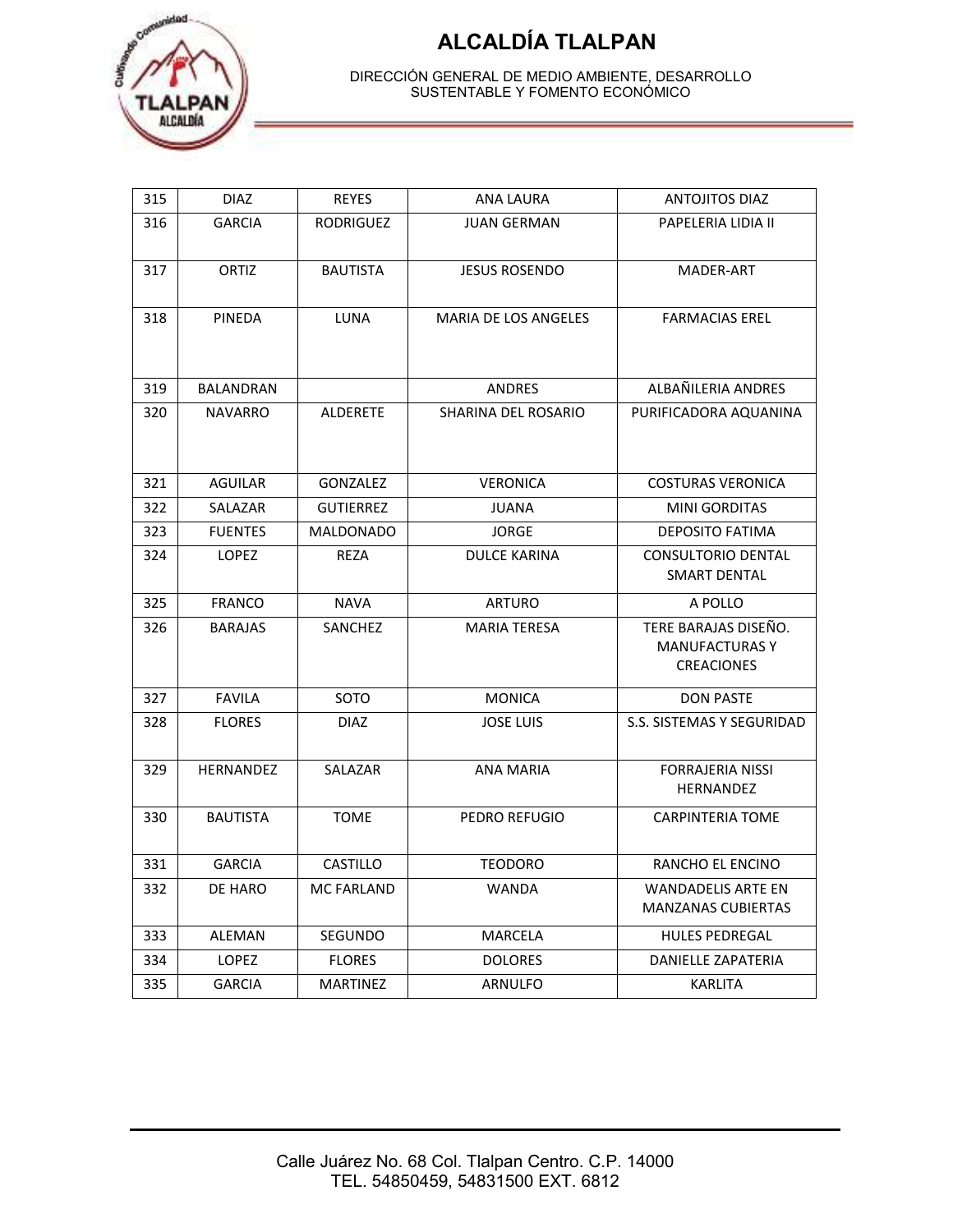# ALCALDÍA TLALPAN

DIRECCIÓN GENERAL DE MEDIO AMBIENTE, DESARROLLO SUSTENTABLE Y FOMENTO ECONÓMICO

| 315 | DIAZ | REYES | ANA LAURA | ANTOJITOS DIAZ |
|---|---|---|---|---|
| 316 | GARCIA | RODRIGUEZ | JUAN GERMAN | PAPELERIA LIDIA II |
| 317 | ORTIZ | BAUTISTA | JESUS ROSENDO | MADER-ART |
| 318 | PINEDA | LUNA | MARIA DE LOS ANGELES | FARMACIAS EREL |
| 319 | BALANDRAN | | ANDRES | ALBAÑILERIA ANDRES |
| 320 | NAVARRO | ALDERETE | SHARINA DEL ROSARIO | PURIFICADORA AQUANINA |
| 321 | AGUILAR | GONZALEZ | VERONICA | COSTURAS VERONICA |
| 322 | SALAZAR | GUTIERREZ | JUANA | MINI GORDITAS |
| 323 | FUENTES | MALDONADO | JORGE | DEPOSITO FATIMA |
| 324 | LOPEZ | REZA | DULCE KARINA | CONSULTORIO DENTAL SMART DENTAL |
| 325 | FRANCO | NAVA | ARTURO | A POLLO |
| 326 | BARAJAS | SANCHEZ | MARIA TERESA | TERE BARAJAS DISEÑO. MANUFACTURAS Y CREACIONES |
| 327 | FAVILA | SOTO | MONICA | DON PASTE |
| 328 | FLORES | DIAZ | JOSE LUIS | S.S. SISTEMAS Y SEGURIDAD |
| 329 | HERNANDEZ | SALAZAR | ANA MARIA | FORRAJERIA NISSI HERNANDEZ |
| 330 | BAUTISTA | TOME | PEDRO REFUGIO | CARPINTERIA TOME |
| 331 | GARCIA | CASTILLO | TEODORO | RANCHO EL ENCINO |
| 332 | DE HARO | MC FARLAND | WANDA | WANDADELIS ARTE EN MANZANAS CUBIERTAS |
| 333 | ALEMAN | SEGUNDO | MARCELA | HULES PEDREGAL |
| 334 | LOPEZ | FLORES | DOLORES | DANIELLE ZAPATERIA |
| 335 | GARCIA | MARTINEZ | ARNULFO | KARLITA |

Calle Juárez No. 68 Col. Tlalpan Centro. C.P. 14000
TEL. 54850459, 54831500 EXT. 6812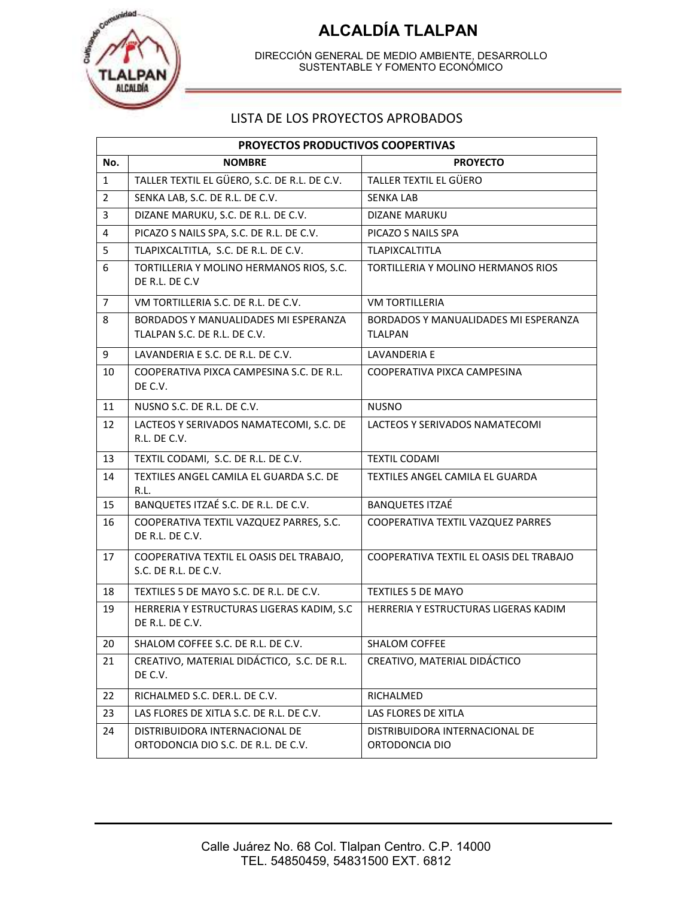# ALCALDÍA TLALPAN

DIRECCIÓN GENERAL DE MEDIO AMBIENTE, DESARROLLO SUSTENTABLE Y FOMENTO ECONÓMICO

LISTA DE LOS PROYECTOS APROBADOS

| PROYECTOS PRODUCTIVOS COOPERTIVAS | | |
|---|---|---|
| **No.** | **NOMBRE** | **PROYECTO** |
| 1 | TALLER TEXTIL EL GÜERO, S.C. DE R.L. DE C.V. | TALLER TEXTIL EL GÜERO |
| 2 | SENKA LAB, S.C. DE R.L. DE C.V. | SENKA LAB |
| 3 | DIZANE MARUKU, S.C. DE R.L. DE C.V. | DIZANE MARUKU |
| 4 | PICAZO S NAILS SPA, S.C. DE R.L. DE C.V. | PICAZO S NAILS SPA |
| 5 | TLAPIXCALTITLA, S.C. DE R.L. DE C.V. | TLAPIXCALTITLA |
| 6 | TORTILLERIA Y MOLINO HERMANOS RIOS, S.C. DE R.L. DE C.V | TORTILLERIA Y MOLINO HERMANOS RIOS |
| 7 | VM TORTILLERIA S.C. DE R.L. DE C.V. | VM TORTILLERIA |
| 8 | BORDADOS Y MANUALIDADES MI ESPERANZA TLALPAN S.C. DE R.L. DE C.V. | BORDADOS Y MANUALIDADES MI ESPERANZA TLALPAN |
| 9 | LAVANDERIA E S.C. DE R.L. DE C.V. | LAVANDERIA E |
| 10 | COOPERATIVA PIXCA CAMPESINA S.C. DE R.L. DE C.V. | COOPERATIVA PIXCA CAMPESINA |
| 11 | NUSNO S.C. DE R.L. DE C.V. | NUSNO |
| 12 | LACTEOS Y SERIVADOS NAMATECOMI, S.C. DE R.L. DE C.V. | LACTEOS Y SERIVADOS NAMATECOMI |
| 13 | TEXTIL CODAMI, S.C. DE R.L. DE C.V. | TEXTIL CODAMI |
| 14 | TEXTILES ANGEL CAMILA EL GUARDA S.C. DE R.L. | TEXTILES ANGEL CAMILA EL GUARDA |
| 15 | BANQUETES ITZAÉ S.C. DE R.L. DE C.V. | BANQUETES ITZAÉ |
| 16 | COOPERATIVA TEXTIL VAZQUEZ PARRES, S.C. DE R.L. DE C.V. | COOPERATIVA TEXTIL VAZQUEZ PARRES |
| 17 | COOPERATIVA TEXTIL EL OASIS DEL TRABAJO, S.C. DE R.L. DE C.V. | COOPERATIVA TEXTIL EL OASIS DEL TRABAJO |
| 18 | TEXTILES 5 DE MAYO S.C. DE R.L. DE C.V. | TEXTILES 5 DE MAYO |
| 19 | HERRERIA Y ESTRUCTURAS LIGERAS KADIM, S.C DE R.L. DE C.V. | HERRERIA Y ESTRUCTURAS LIGERAS KADIM |
| 20 | SHALOM COFFEE S.C. DE R.L. DE C.V. | SHALOM COFFEE |
| 21 | CREATIVO, MATERIAL DIDÁCTICO, S.C. DE R.L. DE C.V. | CREATIVO, MATERIAL DIDÁCTICO |
| 22 | RICHALMED S.C. DER.L. DE C.V. | RICHALMED |
| 23 | LAS FLORES DE XITLA S.C. DE R.L. DE C.V. | LAS FLORES DE XITLA |
| 24 | DISTRIBUIDORA INTERNACIONAL DE ORTODONCIA DIO S.C. DE R.L. DE C.V. | DISTRIBUIDORA INTERNACIONAL DE ORTODONCIA DIO |

Calle Juárez No. 68 Col. Tlalpan Centro. C.P. 14000
TEL. 54850459, 54831500 EXT. 6812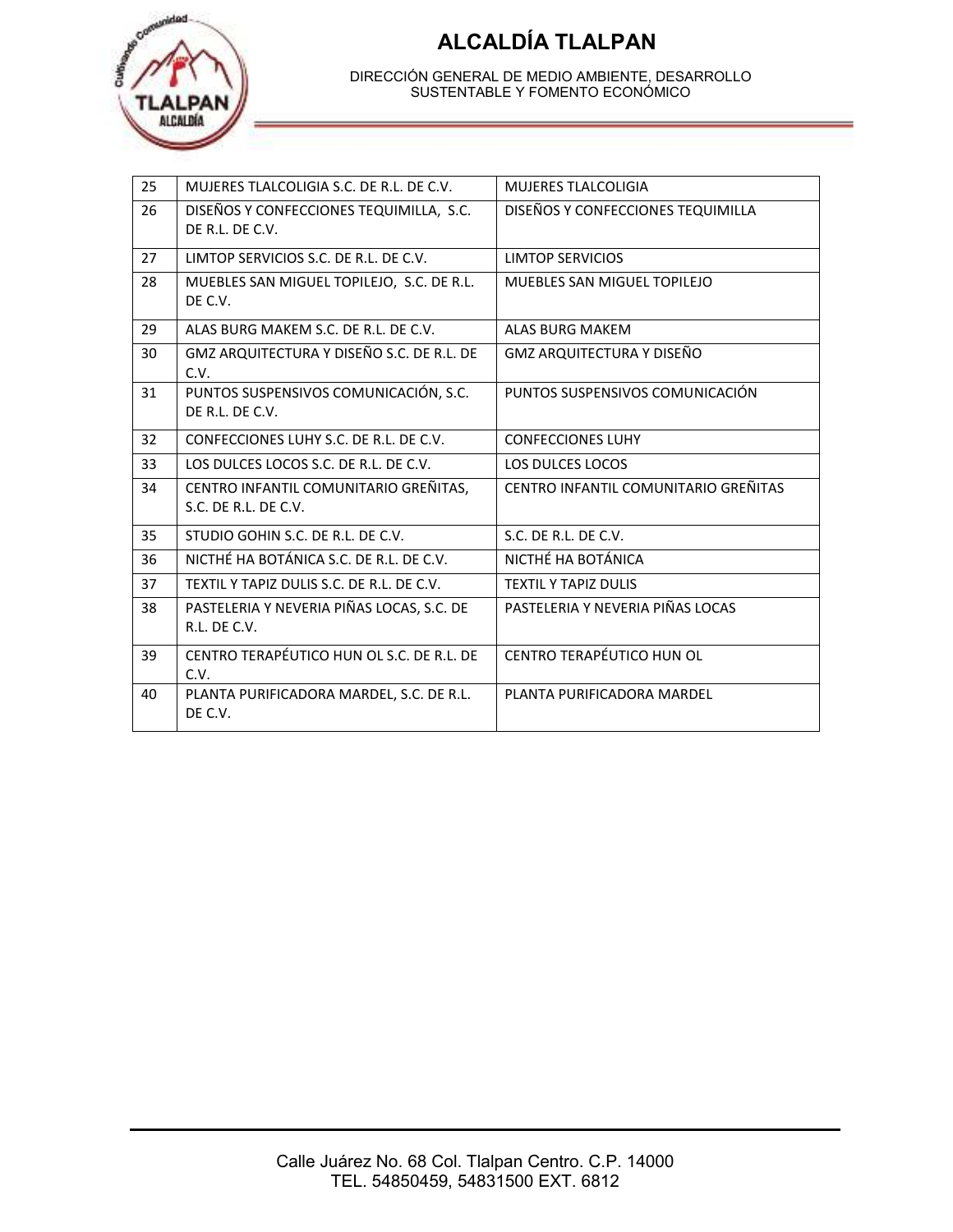| 25 | MUJERES TLALCOLIGIA S.C. DE R.L. DE C.V. | MUJERES TLALCOLIGIA |
|---|---|---|
| 26 | DISEÑOS Y CONFECCIONES TEQUIMILLA, S.C. DE R.L. DE C.V. | DISEÑOS Y CONFECCIONES TEQUIMILLA |
| 27 | LIMTOP SERVICIOS S.C. DE R.L. DE C.V. | LIMTOP SERVICIOS |
| 28 | MUEBLES SAN MIGUEL TOPILEJO, S.C. DE R.L. DE C.V. | MUEBLES SAN MIGUEL TOPILEJO |
| 29 | ALAS BURG MAKEM S.C. DE R.L. DE C.V. | ALAS BURG MAKEM |
| 30 | GMZ ARQUITECTURA Y DISEÑO S.C. DE R.L. DE C.V. | GMZ ARQUITECTURA Y DISEÑO |
| 31 | PUNTOS SUSPENSIVOS COMUNICACIÓN, S.C. DE R.L. DE C.V. | PUNTOS SUSPENSIVOS COMUNICACIÓN |
| 32 | CONFECCIONES LUHY S.C. DE R.L. DE C.V. | CONFECCIONES LUHY |
| 33 | LOS DULCES LOCOS S.C. DE R.L. DE C.V. | LOS DULCES LOCOS |
| 34 | CENTRO INFANTIL COMUNITARIO GREÑITAS, S.C. DE R.L. DE C.V. | CENTRO INFANTIL COMUNITARIO GREÑITAS |
| 35 | STUDIO GOHIN S.C. DE R.L. DE C.V. | S.C. DE R.L. DE C.V. |
| 36 | NICTHÉ HA BOTÁNICA S.C. DE R.L. DE C.V. | NICTHÉ HA BOTÁNICA |
| 37 | TEXTIL Y TAPIZ DULIS S.C. DE R.L. DE C.V. | TEXTIL Y TAPIZ DULIS |
| 38 | PASTELERIA Y NEVERIA PIÑAS LOCAS, S.C. DE R.L. DE C.V. | PASTELERIA Y NEVERIA PIÑAS LOCAS |
| 39 | CENTRO TERAPÉUTICO HUN OL S.C. DE R.L. DE C.V. | CENTRO TERAPÉUTICO HUN OL |
| 40 | PLANTA PURIFICADORA MARDEL, S.C. DE R.L. DE C.V. | PLANTA PURIFICADORA MARDEL |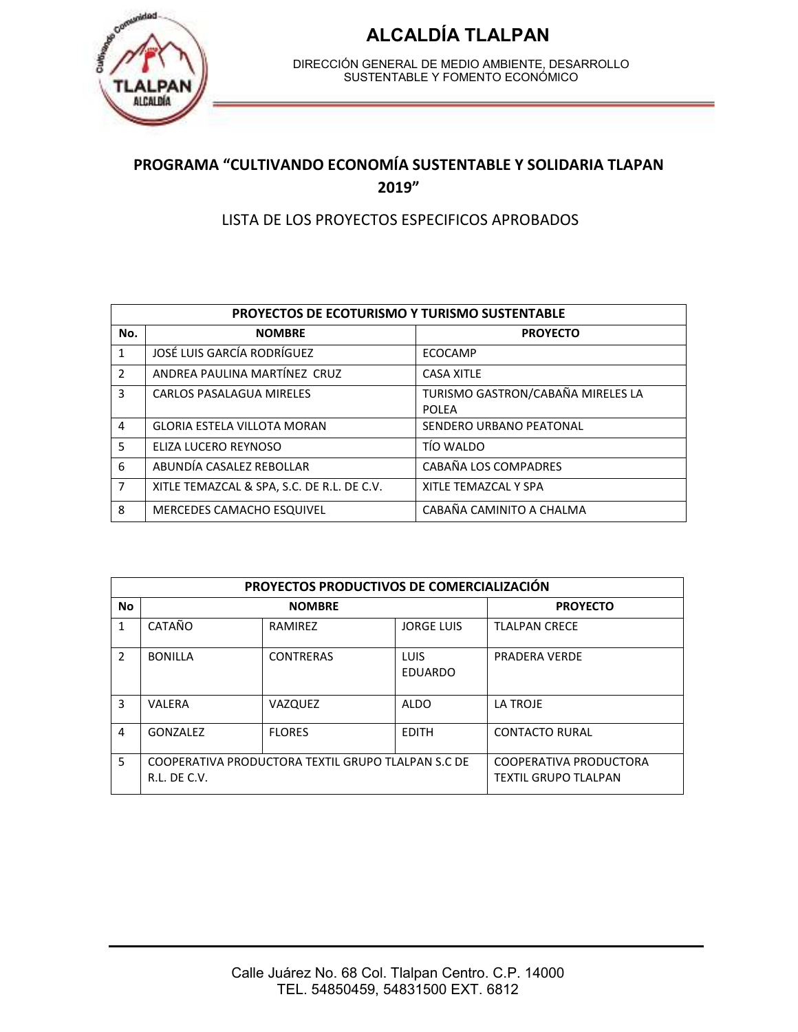# ALCALDÍA TLALPAN

DIRECCIÓN GENERAL DE MEDIO AMBIENTE, DESARROLLO SUSTENTABLE Y FOMENTO ECONÓMICO

## PROGRAMA "CULTIVANDO ECONOMÍA SUSTENTABLE Y SOLIDARIA TLAPAN 2019"

LISTA DE LOS PROYECTOS ESPECIFICOS APROBADOS

| PROYECTOS DE ECOTURISMO Y TURISMO SUSTENTABLE | | |
|---|---|---|
| **No.** | **NOMBRE** | **PROYECTO** |
| 1 | JOSÉ LUIS GARCÍA RODRÍGUEZ | ECOCAMP |
| 2 | ANDREA PAULINA MARTÍNEZ CRUZ | CASA XITLE |
| 3 | CARLOS PASALAGUA MIRELES | TURISMO GASTRON/CABAÑA MIRELES LA POLEA |
| 4 | GLORIA ESTELA VILLOTA MORAN | SENDERO URBANO PEATONAL |
| 5 | ELIZA LUCERO REYNOSO | TÍO WALDO |
| 6 | ABUNDÍA CASALEZ REBOLLAR | CABAÑA LOS COMPADRES |
| 7 | XITLE TEMAZCAL & SPA, S.C. DE R.L. DE C.V. | XITLE TEMAZCAL Y SPA |
| 8 | MERCEDES CAMACHO ESQUIVEL | CABAÑA CAMINITO A CHALMA |

| PROYECTOS PRODUCTIVOS DE COMERCIALIZACIÓN | | | | |
|---|---|---|---|---|
| **No** | **NOMBRE** | | | **PROYECTO** |
| 1 | CATAÑO | RAMIREZ | JORGE LUIS | TLALPAN CRECE |
| 2 | BONILLA | CONTRERAS | LUIS EDUARDO | PRADERA VERDE |
| 3 | VALERA | VAZQUEZ | ALDO | LA TROJE |
| 4 | GONZALEZ | FLORES | EDITH | CONTACTO RURAL |
| 5 | COOPERATIVA PRODUCTORA TEXTIL GRUPO TLALPAN S.C DE R.L. DE C.V. | | | COOPERATIVA PRODUCTORA TEXTIL GRUPO TLALPAN |

Calle Juárez No. 68 Col. Tlalpan Centro. C.P. 14000
TEL. 54850459, 54831500 EXT. 6812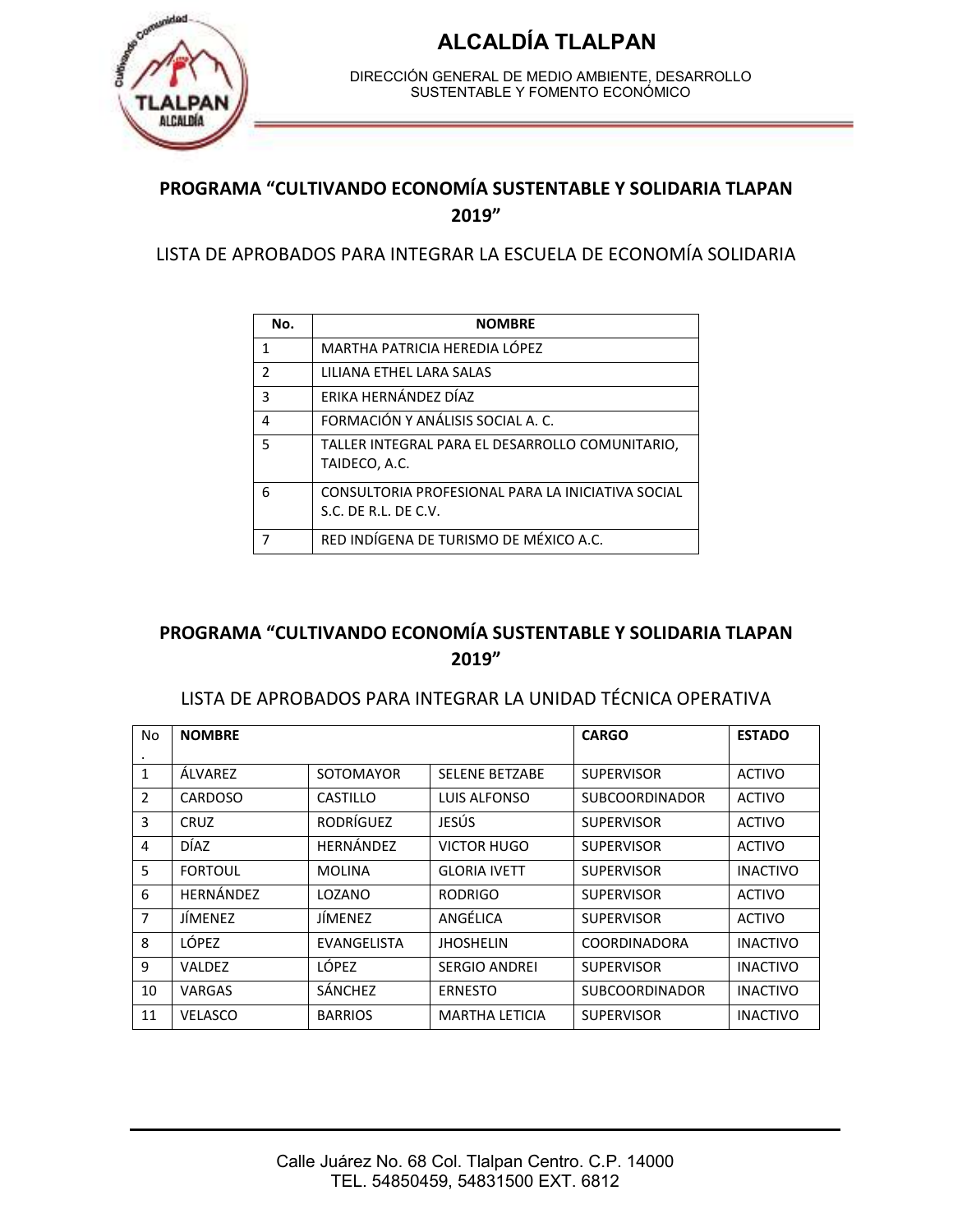# ALCALDÍA TLALPAN

DIRECCIÓN GENERAL DE MEDIO AMBIENTE, DESARROLLO SUSTENTABLE Y FOMENTO ECONÓMICO

## PROGRAMA "CULTIVANDO ECONOMÍA SUSTENTABLE Y SOLIDARIA TLAPAN 2019"

LISTA DE APROBADOS PARA INTEGRAR LA ESCUELA DE ECONOMÍA SOLIDARIA

| No. | NOMBRE |
|---|---|
| 1 | MARTHA PATRICIA HEREDIA LÓPEZ |
| 2 | LILIANA ETHEL LARA SALAS |
| 3 | ERIKA HERNÁNDEZ DÍAZ |
| 4 | FORMACIÓN Y ANÁLISIS SOCIAL A. C. |
| 5 | TALLER INTEGRAL PARA EL DESARROLLO COMUNITARIO, TAIDECO, A.C. |
| 6 | CONSULTORIA PROFESIONAL PARA LA INICIATIVA SOCIAL S.C. DE R.L. DE C.V. |
| 7 | RED INDÍGENA DE TURISMO DE MÉXICO A.C. |

## PROGRAMA "CULTIVANDO ECONOMÍA SUSTENTABLE Y SOLIDARIA TLAPAN 2019"

LISTA DE APROBADOS PARA INTEGRAR LA UNIDAD TÉCNICA OPERATIVA

| No. | NOMBRE | | | CARGO | ESTADO |
|---|---|---|---|---|---|
| 1 | ÁLVAREZ | SOTOMAYOR | SELENE BETZABE | SUPERVISOR | ACTIVO |
| 2 | CARDOSO | CASTILLO | LUIS ALFONSO | SUBCOORDINADOR | ACTIVO |
| 3 | CRUZ | RODRÍGUEZ | JESÚS | SUPERVISOR | ACTIVO |
| 4 | DÍAZ | HERNÁNDEZ | VICTOR HUGO | SUPERVISOR | ACTIVO |
| 5 | FORTOUL | MOLINA | GLORIA IVETT | SUPERVISOR | INACTIVO |
| 6 | HERNÁNDEZ | LOZANO | RODRIGO | SUPERVISOR | ACTIVO |
| 7 | JÍMENEZ | JÍMENEZ | ANGÉLICA | SUPERVISOR | ACTIVO |
| 8 | LÓPEZ | EVANGELISTA | JHOSHELIN | COORDINADORA | INACTIVO |
| 9 | VALDEZ | LÓPEZ | SERGIO ANDREI | SUPERVISOR | INACTIVO |
| 10 | VARGAS | SÁNCHEZ | ERNESTO | SUBCOORDINADOR | INACTIVO |
| 11 | VELASCO | BARRIOS | MARTHA LETICIA | SUPERVISOR | INACTIVO |

Calle Juárez No. 68 Col. Tlalpan Centro. C.P. 14000
TEL. 54850459, 54831500 EXT. 6812